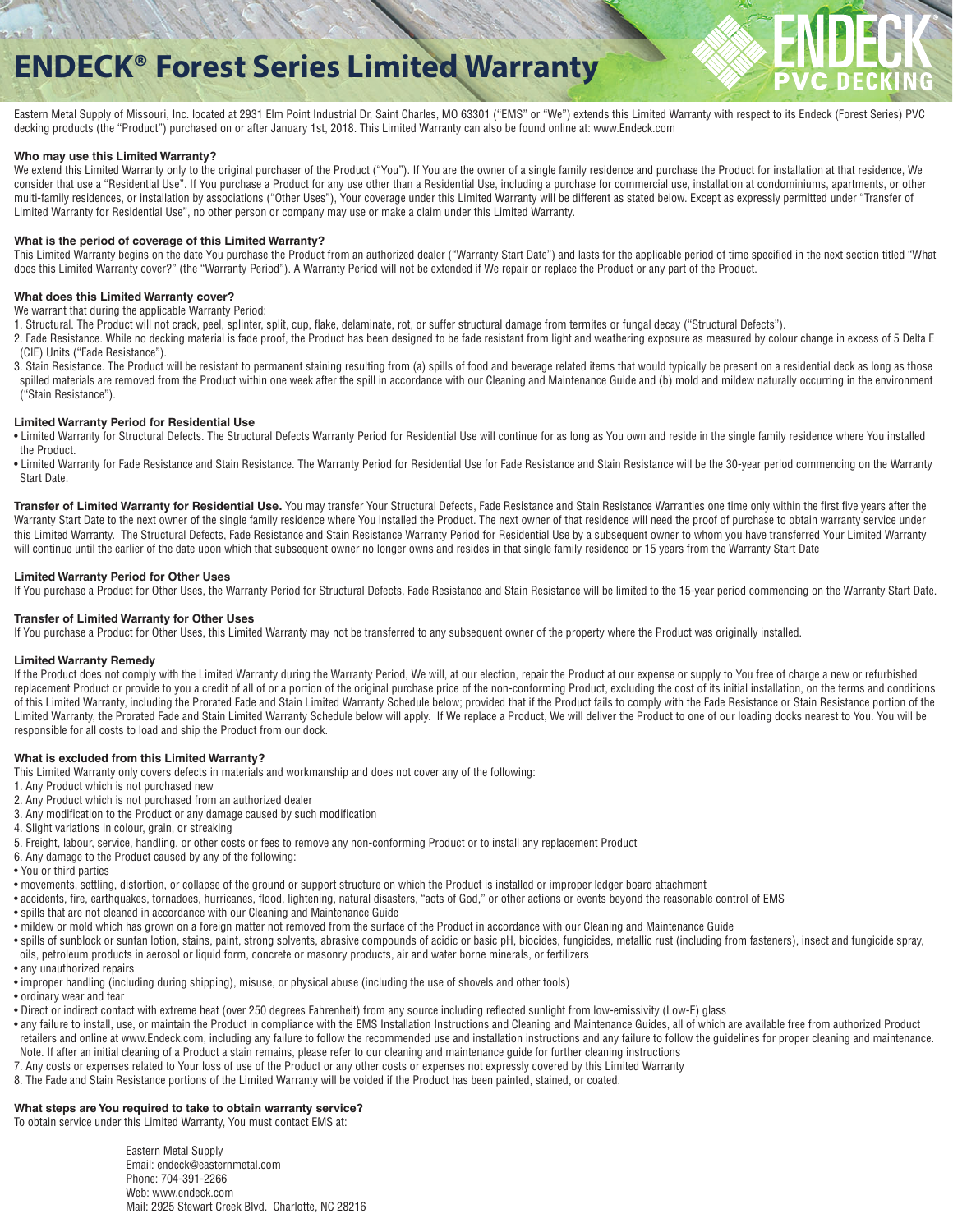# ENDECK® Forest Series Limited Warranty

ENDECK® PVC DECKING

Eastern Metal Supply of Missouri, Inc. located at 2931 Elm Point Industrial Dr, Saint Charles, MO 63301 ("EMS" or "We") extends this Limited Warranty with respect to its Endeck (Forest Series) PVC decking products (the "Product") purchased on or after January 1st, 2018. This Limited Warranty can also be found online at: www.Endeck.com

### Who may use this Limited Warranty?

We extend this Limited Warranty only to the original purchaser of the Product ("You"). If You are the owner of a single family residence and purchase the Product for installation at that residence, We consider that use a "Residential Use". If You purchase a Product for any use other than a Residential Use, including a purchase for commercial use, installation at condominiums, apartments, or other multi-family residences, or installation by associations ("Other Uses"), Your coverage under this Limited Warranty will be different as stated below. Except as expressly permitted under "Transfer of Limited Warranty for Residential Use", no other person or company may use or make a claim under this Limited Warranty.

### What is the period of coverage of this Limited Warranty?

This Limited Warranty begins on the date You purchase the Product from an authorized dealer ("Warranty Start Date") and lasts for the applicable period of time specified in the next section titled "What does this Limited Warranty cover?" (the "Warranty Period"). A Warranty Period will not be extended if We repair or replace the Product or any part of the Product.

### What does this Limited Warranty cover?

We warrant that during the applicable Warranty Period:

1. Structural. The Product will not crack, peel, splinter, split, cup, flake, delaminate, rot, or suffer structural damage from termites or fungal decay ("Structural Defects").
2. Fade Resistance. While no decking material is fade proof, the Product has been designed to be fade resistant from light and weathering exposure as measured by colour change in excess of 5 Delta E (CIE) Units ("Fade Resistance").
3. Stain Resistance. The Product will be resistant to permanent staining resulting from (a) spills of food and beverage related items that would typically be present on a residential deck as long as those spilled materials are removed from the Product within one week after the spill in accordance with our Cleaning and Maintenance Guide and (b) mold and mildew naturally occurring in the environment ("Stain Resistance").

### Limited Warranty Period for Residential Use

- Limited Warranty for Structural Defects. The Structural Defects Warranty Period for Residential Use will continue for as long as You own and reside in the single family residence where You installed the Product.
- Limited Warranty for Fade Resistance and Stain Resistance. The Warranty Period for Residential Use for Fade Resistance and Stain Resistance will be the 30-year period commencing on the Warranty Start Date.

**Transfer of Limited Warranty for Residential Use.** You may transfer Your Structural Defects, Fade Resistance and Stain Resistance Warranties one time only within the first five years after the Warranty Start Date to the next owner of the single family residence where You installed the Product. The next owner of that residence will need the proof of purchase to obtain warranty service under this Limited Warranty. The Structural Defects, Fade Resistance and Stain Resistance Warranty Period for Residential Use by a subsequent owner to whom you have transferred Your Limited Warranty will continue until the earlier of the date upon which that subsequent owner no longer owns and resides in that single family residence or 15 years from the Warranty Start Date

### Limited Warranty Period for Other Uses

If You purchase a Product for Other Uses, the Warranty Period for Structural Defects, Fade Resistance and Stain Resistance will be limited to the 15-year period commencing on the Warranty Start Date.

### Transfer of Limited Warranty for Other Uses

If You purchase a Product for Other Uses, this Limited Warranty may not be transferred to any subsequent owner of the property where the Product was originally installed.

### Limited Warranty Remedy

If the Product does not comply with the Limited Warranty during the Warranty Period, We will, at our election, repair the Product at our expense or supply to You free of charge a new or refurbished replacement Product or provide to you a credit of all of or a portion of the original purchase price of the non-conforming Product, excluding the cost of its initial installation, on the terms and conditions of this Limited Warranty, including the Prorated Fade and Stain Limited Warranty Schedule below; provided that if the Product fails to comply with the Fade Resistance or Stain Resistance portion of the Limited Warranty, the Prorated Fade and Stain Limited Warranty Schedule below will apply. If We replace a Product, We will deliver the Product to one of our loading docks nearest to You. You will be responsible for all costs to load and ship the Product from our dock.

### What is excluded from this Limited Warranty?

This Limited Warranty only covers defects in materials and workmanship and does not cover any of the following:

1. Any Product which is not purchased new
2. Any Product which is not purchased from an authorized dealer
3. Any modification to the Product or any damage caused by such modification
4. Slight variations in colour, grain, or streaking
5. Freight, labour, service, handling, or other costs or fees to remove any non-conforming Product or to install any replacement Product
6. Any damage to the Product caused by any of the following:
   - You or third parties
   - movements, settling, distortion, or collapse of the ground or support structure on which the Product is installed or improper ledger board attachment
   - accidents, fire, earthquakes, tornadoes, hurricanes, flood, lightening, natural disasters, "acts of God," or other actions or events beyond the reasonable control of EMS
   - spills that are not cleaned in accordance with our Cleaning and Maintenance Guide
   - mildew or mold which has grown on a foreign matter not removed from the surface of the Product in accordance with our Cleaning and Maintenance Guide
   - spills of sunblock or suntan lotion, stains, paint, strong solvents, abrasive compounds of acidic or basic pH, biocides, fungicides, metallic rust (including from fasteners), insect and fungicide spray, oils, petroleum products in aerosol or liquid form, concrete or masonry products, air and water borne minerals, or fertilizers
   - any unauthorized repairs
   - improper handling (including during shipping), misuse, or physical abuse (including the use of shovels and other tools)
   - ordinary wear and tear
   - Direct or indirect contact with extreme heat (over 250 degrees Fahrenheit) from any source including reflected sunlight from low-emissivity (Low-E) glass
   - any failure to install, use, or maintain the Product in compliance with the EMS Installation Instructions and Cleaning and Maintenance Guides, all of which are available free from authorized Product retailers and online at www.Endeck.com, including any failure to follow the recommended use and installation instructions and any failure to follow the guidelines for proper cleaning and maintenance. Note. If after an initial cleaning of a Product a stain remains, please refer to our cleaning and maintenance guide for further cleaning instructions
7. Any costs or expenses related to Your loss of use of the Product or any other costs or expenses not expressly covered by this Limited Warranty
8. The Fade and Stain Resistance portions of the Limited Warranty will be voided if the Product has been painted, stained, or coated.

### What steps are You required to take to obtain warranty service?

To obtain service under this Limited Warranty, You must contact EMS at:

Eastern Metal Supply
Email: endeck@easternmetal.com
Phone: 704-391-2266
Web: www.endeck.com
Mail: 2925 Stewart Creek Blvd. Charlotte, NC 28216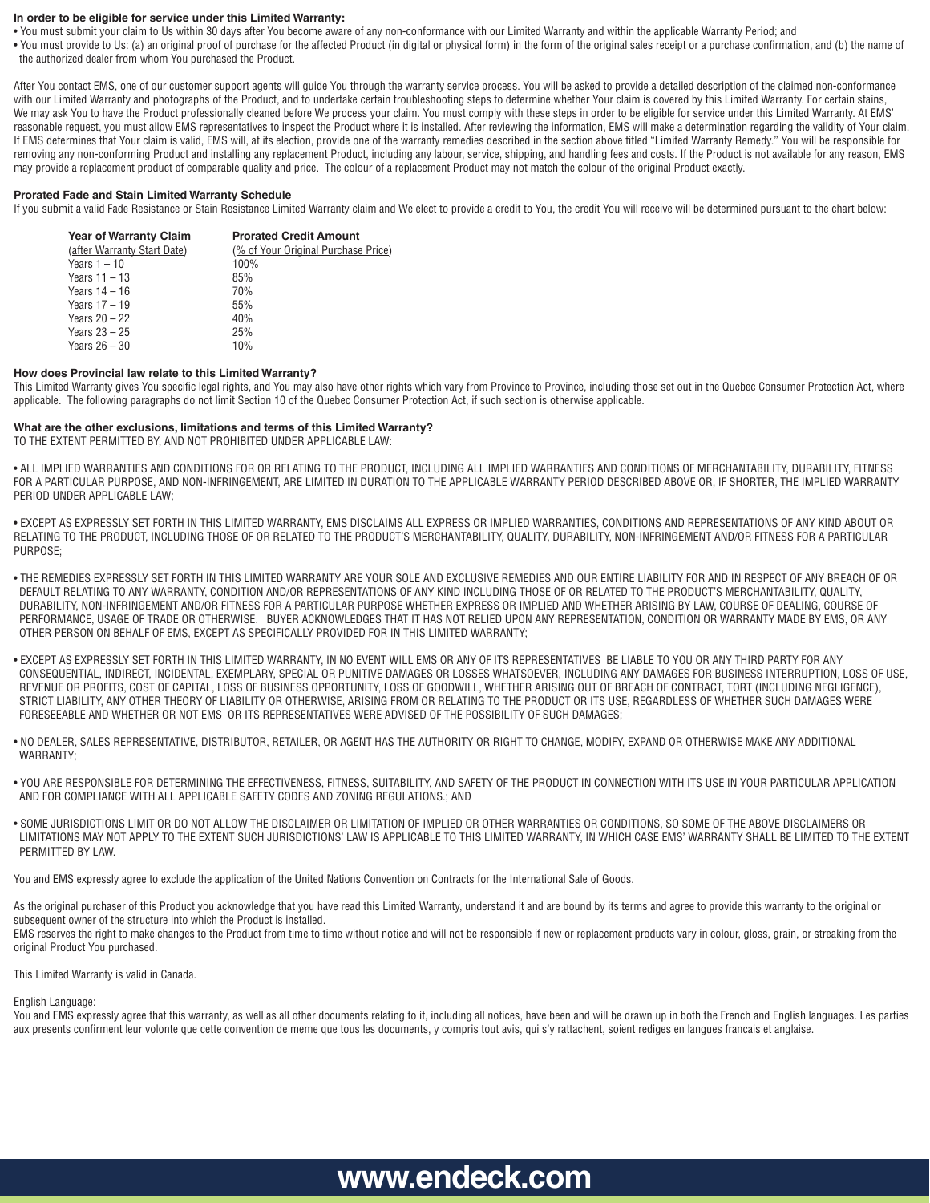**In order to be eligible for service under this Limited Warranty:**

- You must submit your claim to Us within 30 days after You become aware of any non-conformance with our Limited Warranty and within the applicable Warranty Period; and
- You must provide to Us: (a) an original proof of purchase for the affected Product (in digital or physical form) in the form of the original sales receipt or a purchase confirmation, and (b) the name of the authorized dealer from whom You purchased the Product.

After You contact EMS, one of our customer support agents will guide You through the warranty service process. You will be asked to provide a detailed description of the claimed non-conformance with our Limited Warranty and photographs of the Product, and to undertake certain troubleshooting steps to determine whether Your claim is covered by this Limited Warranty. For certain stains, We may ask You to have the Product professionally cleaned before We process your claim. You must comply with these steps in order to be eligible for service under this Limited Warranty. At EMS' reasonable request, you must allow EMS representatives to inspect the Product where it is installed. After reviewing the information, EMS will make a determination regarding the validity of Your claim. If EMS determines that Your claim is valid, EMS will, at its election, provide one of the warranty remedies described in the section above titled "Limited Warranty Remedy." You will be responsible for removing any non-conforming Product and installing any replacement Product, including any labour, service, shipping, and handling fees and costs. If the Product is not available for any reason, EMS may provide a replacement product of comparable quality and price. The colour of a replacement Product may not match the colour of the original Product exactly.

**Prorated Fade and Stain Limited Warranty Schedule**

If you submit a valid Fade Resistance or Stain Resistance Limited Warranty claim and We elect to provide a credit to You, the credit You will receive will be determined pursuant to the chart below:

| Year of Warranty Claim (after Warranty Start Date) | Prorated Credit Amount (% of Your Original Purchase Price) |
|---|---|
| Years 1 – 10 | 100% |
| Years 11 – 13 | 85% |
| Years 14 – 16 | 70% |
| Years 17 – 19 | 55% |
| Years 20 – 22 | 40% |
| Years 23 – 25 | 25% |
| Years 26 – 30 | 10% |

**How does Provincial law relate to this Limited Warranty?**

This Limited Warranty gives You specific legal rights, and You may also have other rights which vary from Province to Province, including those set out in the Quebec Consumer Protection Act, where applicable. The following paragraphs do not limit Section 10 of the Quebec Consumer Protection Act, if such section is otherwise applicable.

**What are the other exclusions, limitations and terms of this Limited Warranty?**

TO THE EXTENT PERMITTED BY, AND NOT PROHIBITED UNDER APPLICABLE LAW:

- ALL IMPLIED WARRANTIES AND CONDITIONS FOR OR RELATING TO THE PRODUCT, INCLUDING ALL IMPLIED WARRANTIES AND CONDITIONS OF MERCHANTABILITY, DURABILITY, FITNESS FOR A PARTICULAR PURPOSE, AND NON-INFRINGEMENT, ARE LIMITED IN DURATION TO THE APPLICABLE WARRANTY PERIOD DESCRIBED ABOVE OR, IF SHORTER, THE IMPLIED WARRANTY PERIOD UNDER APPLICABLE LAW;

- EXCEPT AS EXPRESSLY SET FORTH IN THIS LIMITED WARRANTY, EMS DISCLAIMS ALL EXPRESS OR IMPLIED WARRANTIES, CONDITIONS AND REPRESENTATIONS OF ANY KIND ABOUT OR RELATING TO THE PRODUCT, INCLUDING THOSE OF OR RELATED TO THE PRODUCT'S MERCHANTABILITY, QUALITY, DURABILITY, NON-INFRINGEMENT AND/OR FITNESS FOR A PARTICULAR PURPOSE;

- THE REMEDIES EXPRESSLY SET FORTH IN THIS LIMITED WARRANTY ARE YOUR SOLE AND EXCLUSIVE REMEDIES AND OUR ENTIRE LIABILITY FOR AND IN RESPECT OF ANY BREACH OF OR DEFAULT RELATING TO ANY WARRANTY, CONDITION AND/OR REPRESENTATIONS OF ANY KIND INCLUDING THOSE OF OR RELATED TO THE PRODUCT'S MERCHANTABILITY, QUALITY, DURABILITY, NON-INFRINGEMENT AND/OR FITNESS FOR A PARTICULAR PURPOSE WHETHER EXPRESS OR IMPLIED AND WHETHER ARISING BY LAW, COURSE OF DEALING, COURSE OF PERFORMANCE, USAGE OF TRADE OR OTHERWISE. BUYER ACKNOWLEDGES THAT IT HAS NOT RELIED UPON ANY REPRESENTATION, CONDITION OR WARRANTY MADE BY EMS, OR ANY OTHER PERSON ON BEHALF OF EMS, EXCEPT AS SPECIFICALLY PROVIDED FOR IN THIS LIMITED WARRANTY;

- EXCEPT AS EXPRESSLY SET FORTH IN THIS LIMITED WARRANTY, IN NO EVENT WILL EMS OR ANY OF ITS REPRESENTATIVES BE LIABLE TO YOU OR ANY THIRD PARTY FOR ANY CONSEQUENTIAL, INDIRECT, INCIDENTAL, EXEMPLARY, SPECIAL OR PUNITIVE DAMAGES OR LOSSES WHATSOEVER, INCLUDING ANY DAMAGES FOR BUSINESS INTERRUPTION, LOSS OF USE, REVENUE OR PROFITS, COST OF CAPITAL, LOSS OF BUSINESS OPPORTUNITY, LOSS OF GOODWILL, WHETHER ARISING OUT OF BREACH OF CONTRACT, TORT (INCLUDING NEGLIGENCE), STRICT LIABILITY, ANY OTHER THEORY OF LIABILITY OR OTHERWISE, ARISING FROM OR RELATING TO THE PRODUCT OR ITS USE, REGARDLESS OF WHETHER SUCH DAMAGES WERE FORESEEABLE AND WHETHER OR NOT EMS OR ITS REPRESENTATIVES WERE ADVISED OF THE POSSIBILITY OF SUCH DAMAGES;

- NO DEALER, SALES REPRESENTATIVE, DISTRIBUTOR, RETAILER, OR AGENT HAS THE AUTHORITY OR RIGHT TO CHANGE, MODIFY, EXPAND OR OTHERWISE MAKE ANY ADDITIONAL WARRANTY;

- YOU ARE RESPONSIBLE FOR DETERMINING THE EFFECTIVENESS, FITNESS, SUITABILITY, AND SAFETY OF THE PRODUCT IN CONNECTION WITH ITS USE IN YOUR PARTICULAR APPLICATION AND FOR COMPLIANCE WITH ALL APPLICABLE SAFETY CODES AND ZONING REGULATIONS.; AND

- SOME JURISDICTIONS LIMIT OR DO NOT ALLOW THE DISCLAIMER OR LIMITATION OF IMPLIED OR OTHER WARRANTIES OR CONDITIONS, SO SOME OF THE ABOVE DISCLAIMERS OR LIMITATIONS MAY NOT APPLY TO THE EXTENT SUCH JURISDICTIONS' LAW IS APPLICABLE TO THIS LIMITED WARRANTY, IN WHICH CASE EMS' WARRANTY SHALL BE LIMITED TO THE EXTENT PERMITTED BY LAW.

You and EMS expressly agree to exclude the application of the United Nations Convention on Contracts for the International Sale of Goods.

As the original purchaser of this Product you acknowledge that you have read this Limited Warranty, understand it and are bound by its terms and agree to provide this warranty to the original or subsequent owner of the structure into which the Product is installed.
EMS reserves the right to make changes to the Product from time to time without notice and will not be responsible if new or replacement products vary in colour, gloss, grain, or streaking from the original Product You purchased.

This Limited Warranty is valid in Canada.

English Language:
You and EMS expressly agree that this warranty, as well as all other documents relating to it, including all notices, have been and will be drawn up in both the French and English languages. Les parties aux presents confirment leur volonte que cette convention de meme que tous les documents, y compris tout avis, qui s'y rattachent, soient rediges en langues francais et anglaise.

**www.endeck.com**